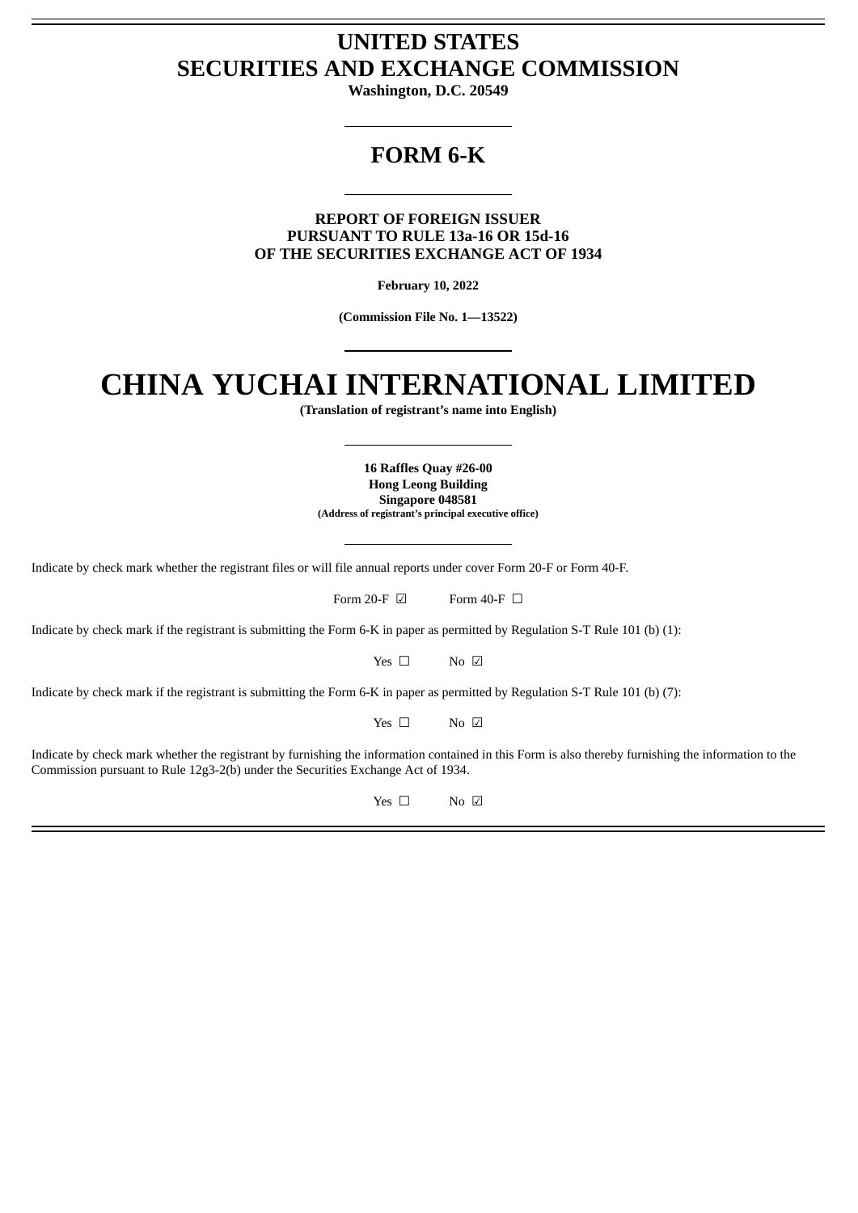# UNITED STATES
# SECURITIES AND EXCHANGE COMMISSION

**Washington, D.C. 20549**

---

## FORM 6-K

---

**REPORT OF FOREIGN ISSUER**
**PURSUANT TO RULE 13a-16 OR 15d-16**
**OF THE SECURITIES EXCHANGE ACT OF 1934**

**February 10, 2022**

**(Commission File No. 1—13522)**

---

# CHINA YUCHAI INTERNATIONAL LIMITED

**(Translation of registrant's name into English)**

---

**16 Raffles Quay #26-00**
**Hong Leong Building**
**Singapore 048581**
**(Address of registrant's principal executive office)**

---

Indicate by check mark whether the registrant files or will file annual reports under cover Form 20-F or Form 40-F.

Form 20-F ☑ Form 40-F ☐

Indicate by check mark if the registrant is submitting the Form 6-K in paper as permitted by Regulation S-T Rule 101 (b) (1):

Yes ☐ No ☑

Indicate by check mark if the registrant is submitting the Form 6-K in paper as permitted by Regulation S-T Rule 101 (b) (7):

Yes ☐ No ☑

Indicate by check mark whether the registrant by furnishing the information contained in this Form is also thereby furnishing the information to the Commission pursuant to Rule 12g3-2(b) under the Securities Exchange Act of 1934.

Yes ☐ No ☑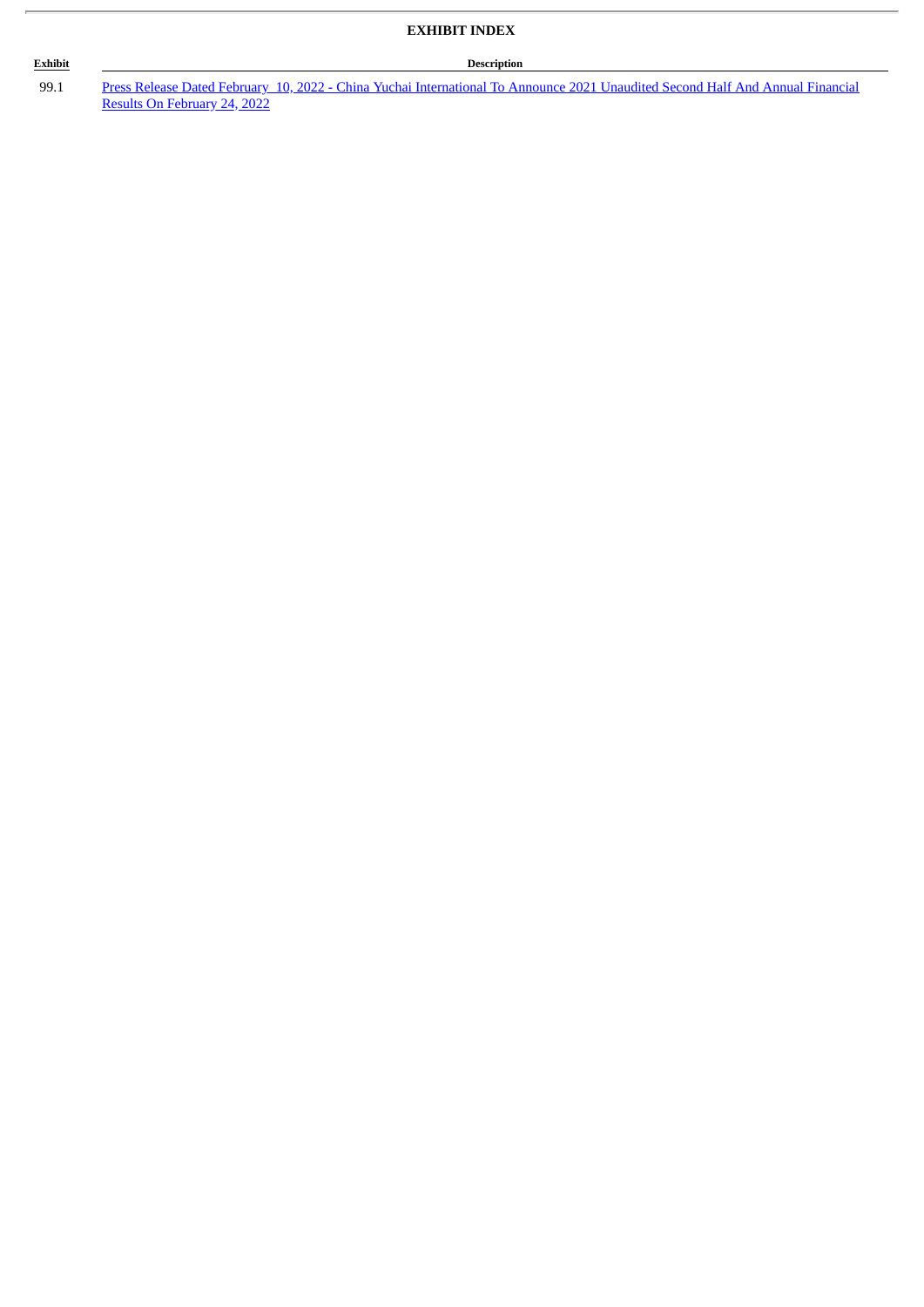## EXHIBIT INDEX

| Exhibit | Description |
| --- | --- |
| 99.1 | Press Release Dated February  10, 2022 - China Yuchai International To Announce 2021 Unaudited Second Half And Annual Financial Results On February 24, 2022 |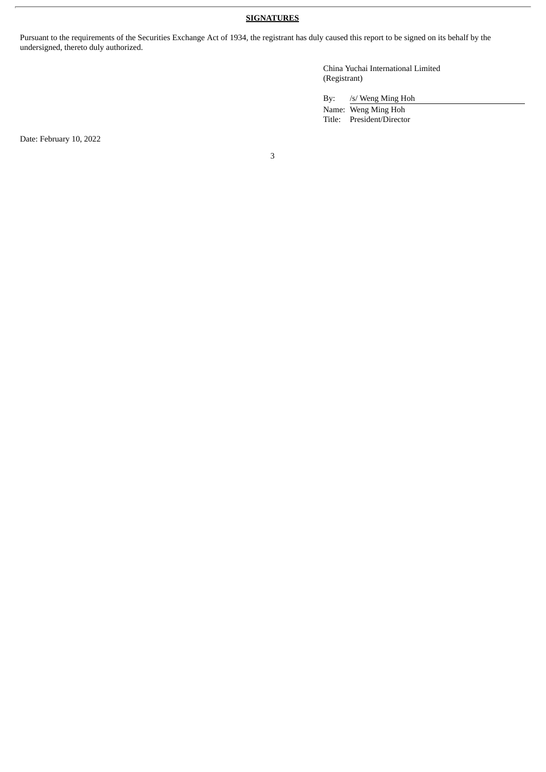## SIGNATURES

Pursuant to the requirements of the Securities Exchange Act of 1934, the registrant has duly caused this report to be signed on its behalf by the undersigned, thereto duly authorized.

China Yuchai International Limited
(Registrant)

By: /s/ Weng Ming Hoh
Name: Weng Ming Hoh
Title: President/Director

Date: February 10, 2022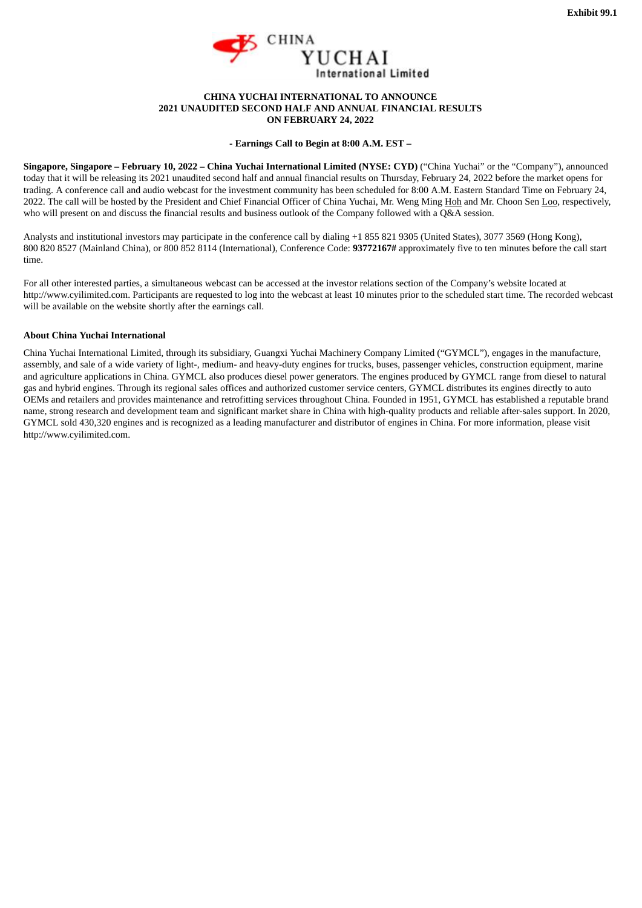Exhibit 99.1

CHINA YUCHAI International Limited

**CHINA YUCHAI INTERNATIONAL TO ANNOUNCE 2021 UNAUDITED SECOND HALF AND ANNUAL FINANCIAL RESULTS ON FEBRUARY 24, 2022**

**- Earnings Call to Begin at 8:00 A.M. EST –**

**Singapore, Singapore – February 10, 2022 – China Yuchai International Limited (NYSE: CYD)** ("China Yuchai" or the "Company"), announced today that it will be releasing its 2021 unaudited second half and annual financial results on Thursday, February 24, 2022 before the market opens for trading. A conference call and audio webcast for the investment community has been scheduled for 8:00 A.M. Eastern Standard Time on February 24, 2022. The call will be hosted by the President and Chief Financial Officer of China Yuchai, Mr. Weng Ming Hoh and Mr. Choon Sen Loo, respectively, who will present on and discuss the financial results and business outlook of the Company followed with a Q&A session.

Analysts and institutional investors may participate in the conference call by dialing +1 855 821 9305 (United States), 3077 3569 (Hong Kong), 800 820 8527 (Mainland China), or 800 852 8114 (International), Conference Code: **93772167#** approximately five to ten minutes before the call start time.

For all other interested parties, a simultaneous webcast can be accessed at the investor relations section of the Company's website located at http://www.cyilimited.com. Participants are requested to log into the webcast at least 10 minutes prior to the scheduled start time. The recorded webcast will be available on the website shortly after the earnings call.

**About China Yuchai International**

China Yuchai International Limited, through its subsidiary, Guangxi Yuchai Machinery Company Limited ("GYMCL"), engages in the manufacture, assembly, and sale of a wide variety of light-, medium- and heavy-duty engines for trucks, buses, passenger vehicles, construction equipment, marine and agriculture applications in China. GYMCL also produces diesel power generators. The engines produced by GYMCL range from diesel to natural gas and hybrid engines. Through its regional sales offices and authorized customer service centers, GYMCL distributes its engines directly to auto OEMs and retailers and provides maintenance and retrofitting services throughout China. Founded in 1951, GYMCL has established a reputable brand name, strong research and development team and significant market share in China with high-quality products and reliable after-sales support. In 2020, GYMCL sold 430,320 engines and is recognized as a leading manufacturer and distributor of engines in China. For more information, please visit http://www.cyilimited.com.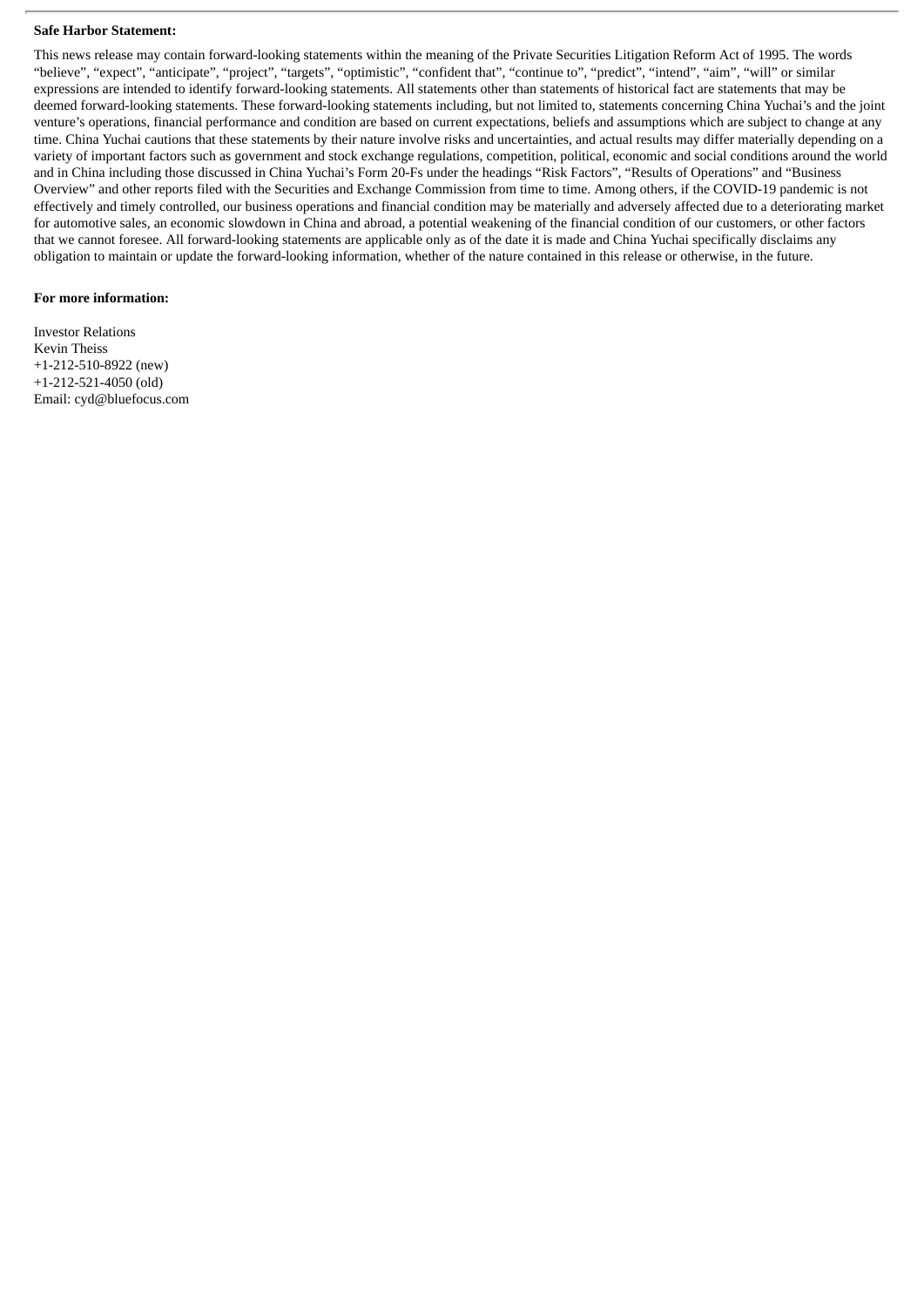**Safe Harbor Statement:**

This news release may contain forward-looking statements within the meaning of the Private Securities Litigation Reform Act of 1995. The words "believe", "expect", "anticipate", "project", "targets", "optimistic", "confident that", "continue to", "predict", "intend", "aim", "will" or similar expressions are intended to identify forward-looking statements. All statements other than statements of historical fact are statements that may be deemed forward-looking statements. These forward-looking statements including, but not limited to, statements concerning China Yuchai's and the joint venture's operations, financial performance and condition are based on current expectations, beliefs and assumptions which are subject to change at any time. China Yuchai cautions that these statements by their nature involve risks and uncertainties, and actual results may differ materially depending on a variety of important factors such as government and stock exchange regulations, competition, political, economic and social conditions around the world and in China including those discussed in China Yuchai's Form 20-Fs under the headings "Risk Factors", "Results of Operations" and "Business Overview" and other reports filed with the Securities and Exchange Commission from time to time. Among others, if the COVID-19 pandemic is not effectively and timely controlled, our business operations and financial condition may be materially and adversely affected due to a deteriorating market for automotive sales, an economic slowdown in China and abroad, a potential weakening of the financial condition of our customers, or other factors that we cannot foresee. All forward-looking statements are applicable only as of the date it is made and China Yuchai specifically disclaims any obligation to maintain or update the forward-looking information, whether of the nature contained in this release or otherwise, in the future.

**For more information:**

Investor Relations
Kevin Theiss
+1-212-510-8922 (new)
+1-212-521-4050 (old)
Email: cyd@bluefocus.com